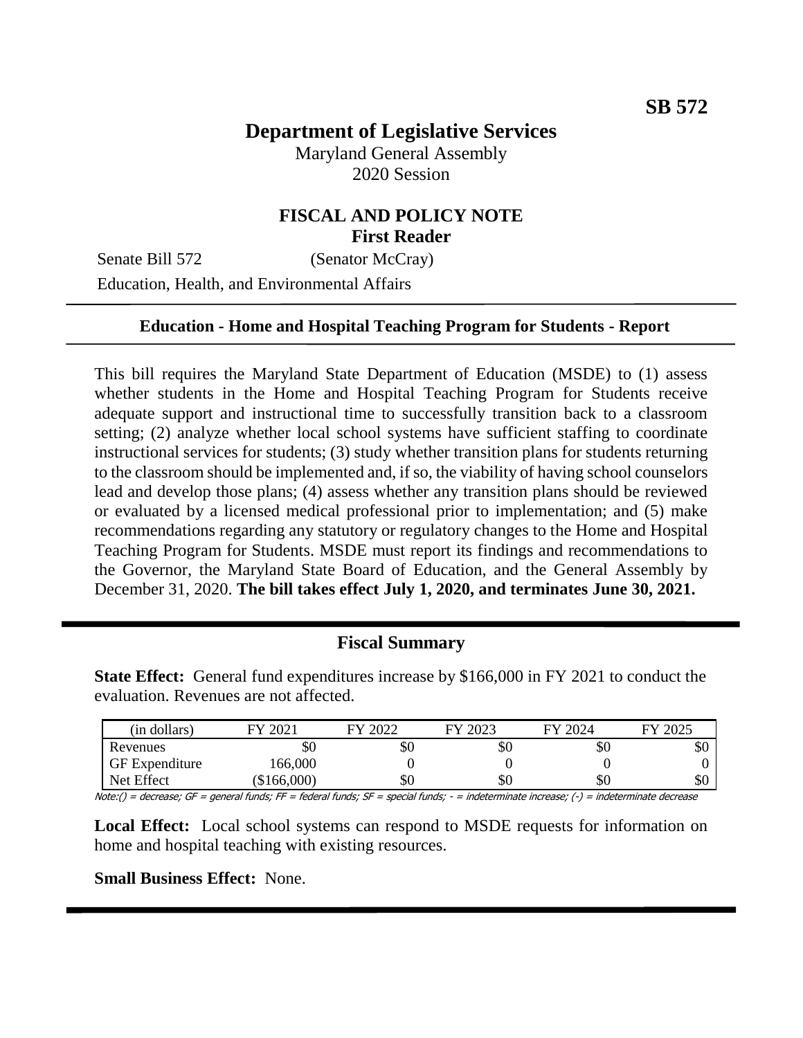**SB 572**

# Department of Legislative Services

Maryland General Assembly
2020 Session

## FISCAL AND POLICY NOTE
**First Reader**

Senate Bill 572 (Senator McCray)
Education, Health, and Environmental Affairs

**Education - Home and Hospital Teaching Program for Students - Report**

This bill requires the Maryland State Department of Education (MSDE) to (1) assess whether students in the Home and Hospital Teaching Program for Students receive adequate support and instructional time to successfully transition back to a classroom setting; (2) analyze whether local school systems have sufficient staffing to coordinate instructional services for students; (3) study whether transition plans for students returning to the classroom should be implemented and, if so, the viability of having school counselors lead and develop those plans; (4) assess whether any transition plans should be reviewed or evaluated by a licensed medical professional prior to implementation; and (5) make recommendations regarding any statutory or regulatory changes to the Home and Hospital Teaching Program for Students. MSDE must report its findings and recommendations to the Governor, the Maryland State Board of Education, and the General Assembly by December 31, 2020. **The bill takes effect July 1, 2020, and terminates June 30, 2021.**

## Fiscal Summary

**State Effect:** General fund expenditures increase by $166,000 in FY 2021 to conduct the evaluation. Revenues are not affected.

| (in dollars) | FY 2021 | FY 2022 | FY 2023 | FY 2024 | FY 2025 |
|---|---|---|---|---|---|
| Revenues | $0 | $0 | $0 | $0 | $0 |
| GF Expenditure | 166,000 | 0 | 0 | 0 | 0 |
| Net Effect | ($166,000) | $0 | $0 | $0 | $0 |

Note:() = decrease; GF = general funds; FF = federal funds; SF = special funds; - = indeterminate increase; (-) = indeterminate decrease

**Local Effect:** Local school systems can respond to MSDE requests for information on home and hospital teaching with existing resources.

**Small Business Effect:** None.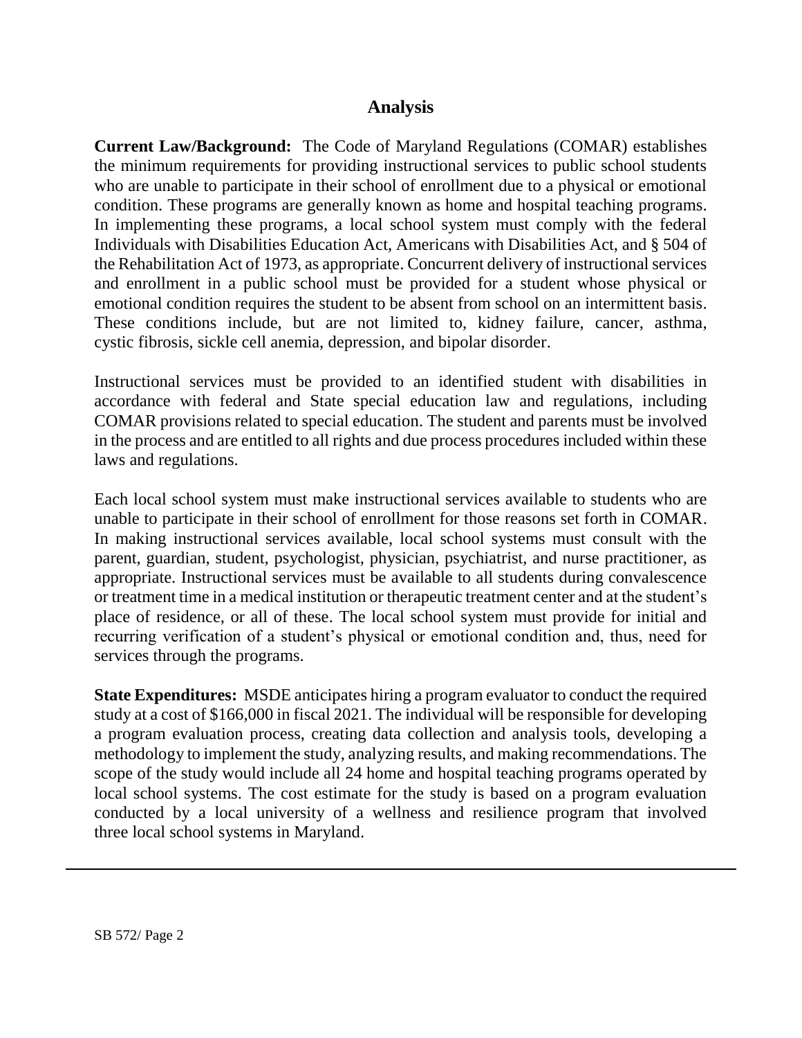## Analysis

**Current Law/Background:** The Code of Maryland Regulations (COMAR) establishes the minimum requirements for providing instructional services to public school students who are unable to participate in their school of enrollment due to a physical or emotional condition. These programs are generally known as home and hospital teaching programs. In implementing these programs, a local school system must comply with the federal Individuals with Disabilities Education Act, Americans with Disabilities Act, and § 504 of the Rehabilitation Act of 1973, as appropriate. Concurrent delivery of instructional services and enrollment in a public school must be provided for a student whose physical or emotional condition requires the student to be absent from school on an intermittent basis. These conditions include, but are not limited to, kidney failure, cancer, asthma, cystic fibrosis, sickle cell anemia, depression, and bipolar disorder.

Instructional services must be provided to an identified student with disabilities in accordance with federal and State special education law and regulations, including COMAR provisions related to special education. The student and parents must be involved in the process and are entitled to all rights and due process procedures included within these laws and regulations.

Each local school system must make instructional services available to students who are unable to participate in their school of enrollment for those reasons set forth in COMAR. In making instructional services available, local school systems must consult with the parent, guardian, student, psychologist, physician, psychiatrist, and nurse practitioner, as appropriate. Instructional services must be available to all students during convalescence or treatment time in a medical institution or therapeutic treatment center and at the student's place of residence, or all of these. The local school system must provide for initial and recurring verification of a student's physical or emotional condition and, thus, need for services through the programs.

**State Expenditures:** MSDE anticipates hiring a program evaluator to conduct the required study at a cost of $166,000 in fiscal 2021. The individual will be responsible for developing a program evaluation process, creating data collection and analysis tools, developing a methodology to implement the study, analyzing results, and making recommendations. The scope of the study would include all 24 home and hospital teaching programs operated by local school systems. The cost estimate for the study is based on a program evaluation conducted by a local university of a wellness and resilience program that involved three local school systems in Maryland.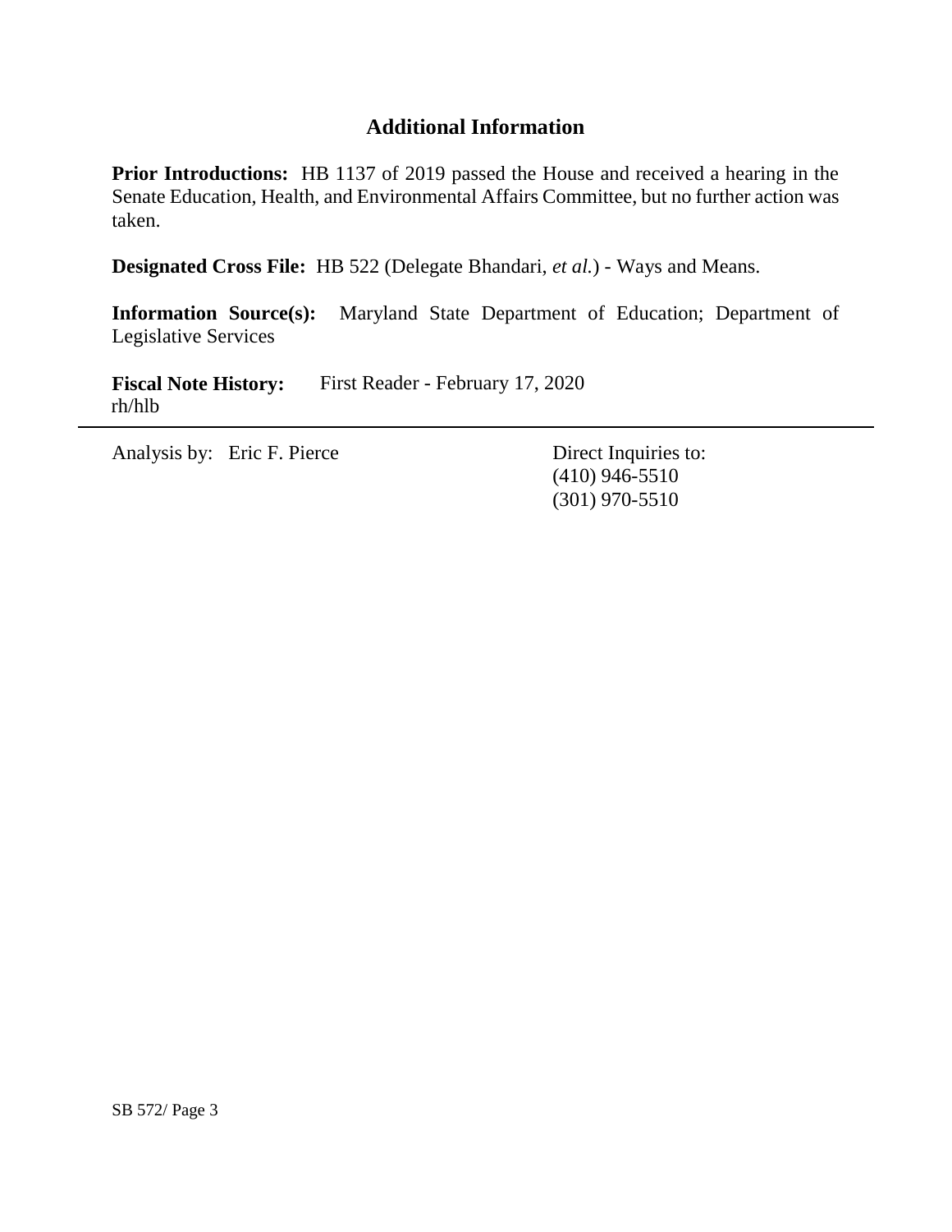## Additional Information

**Prior Introductions:** HB 1137 of 2019 passed the House and received a hearing in the Senate Education, Health, and Environmental Affairs Committee, but no further action was taken.

**Designated Cross File:** HB 522 (Delegate Bhandari, *et al.*) - Ways and Means.

**Information Source(s):** Maryland State Department of Education; Department of Legislative Services

**Fiscal Note History:** First Reader - February 17, 2020
rh/hlb

---

Analysis by: Eric F. Pierce

Direct Inquiries to:
(410) 946-5510
(301) 970-5510